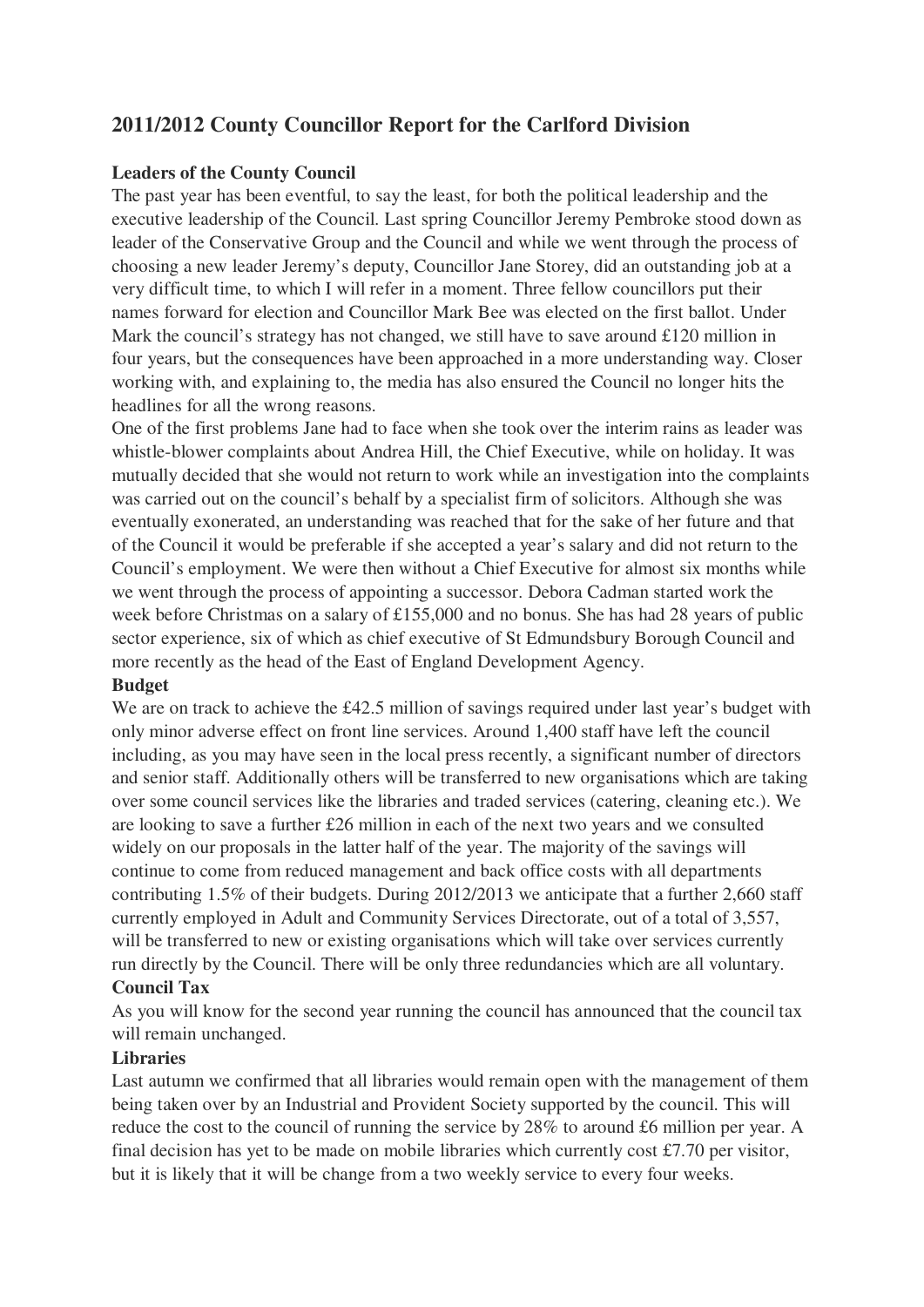# 2011/2012 County Councillor Report for the Carlford Division

**Leaders of the County Council**

The past year has been eventful, to say the least, for both the political leadership and the executive leadership of the Council. Last spring Councillor Jeremy Pembroke stood down as leader of the Conservative Group and the Council and while we went through the process of choosing a new leader Jeremy's deputy, Councillor Jane Storey, did an outstanding job at a very difficult time, to which I will refer in a moment. Three fellow councillors put their names forward for election and Councillor Mark Bee was elected on the first ballot. Under Mark the council's strategy has not changed, we still have to save around £120 million in four years, but the consequences have been approached in a more understanding way. Closer working with, and explaining to, the media has also ensured the Council no longer hits the headlines for all the wrong reasons.

One of the first problems Jane had to face when she took over the interim rains as leader was whistle-blower complaints about Andrea Hill, the Chief Executive, while on holiday. It was mutually decided that she would not return to work while an investigation into the complaints was carried out on the council's behalf by a specialist firm of solicitors. Although she was eventually exonerated, an understanding was reached that for the sake of her future and that of the Council it would be preferable if she accepted a year's salary and did not return to the Council's employment. We were then without a Chief Executive for almost six months while we went through the process of appointing a successor. Debora Cadman started work the week before Christmas on a salary of £155,000 and no bonus. She has had 28 years of public sector experience, six of which as chief executive of St Edmundsbury Borough Council and more recently as the head of the East of England Development Agency.

**Budget**

We are on track to achieve the £42.5 million of savings required under last year's budget with only minor adverse effect on front line services. Around 1,400 staff have left the council including, as you may have seen in the local press recently, a significant number of directors and senior staff. Additionally others will be transferred to new organisations which are taking over some council services like the libraries and traded services (catering, cleaning etc.). We are looking to save a further £26 million in each of the next two years and we consulted widely on our proposals in the latter half of the year. The majority of the savings will continue to come from reduced management and back office costs with all departments contributing 1.5% of their budgets. During 2012/2013 we anticipate that a further 2,660 staff currently employed in Adult and Community Services Directorate, out of a total of 3,557, will be transferred to new or existing organisations which will take over services currently run directly by the Council. There will be only three redundancies which are all voluntary.

**Council Tax**

As you will know for the second year running the council has announced that the council tax will remain unchanged.

**Libraries**

Last autumn we confirmed that all libraries would remain open with the management of them being taken over by an Industrial and Provident Society supported by the council. This will reduce the cost to the council of running the service by 28% to around £6 million per year. A final decision has yet to be made on mobile libraries which currently cost £7.70 per visitor, but it is likely that it will be change from a two weekly service to every four weeks.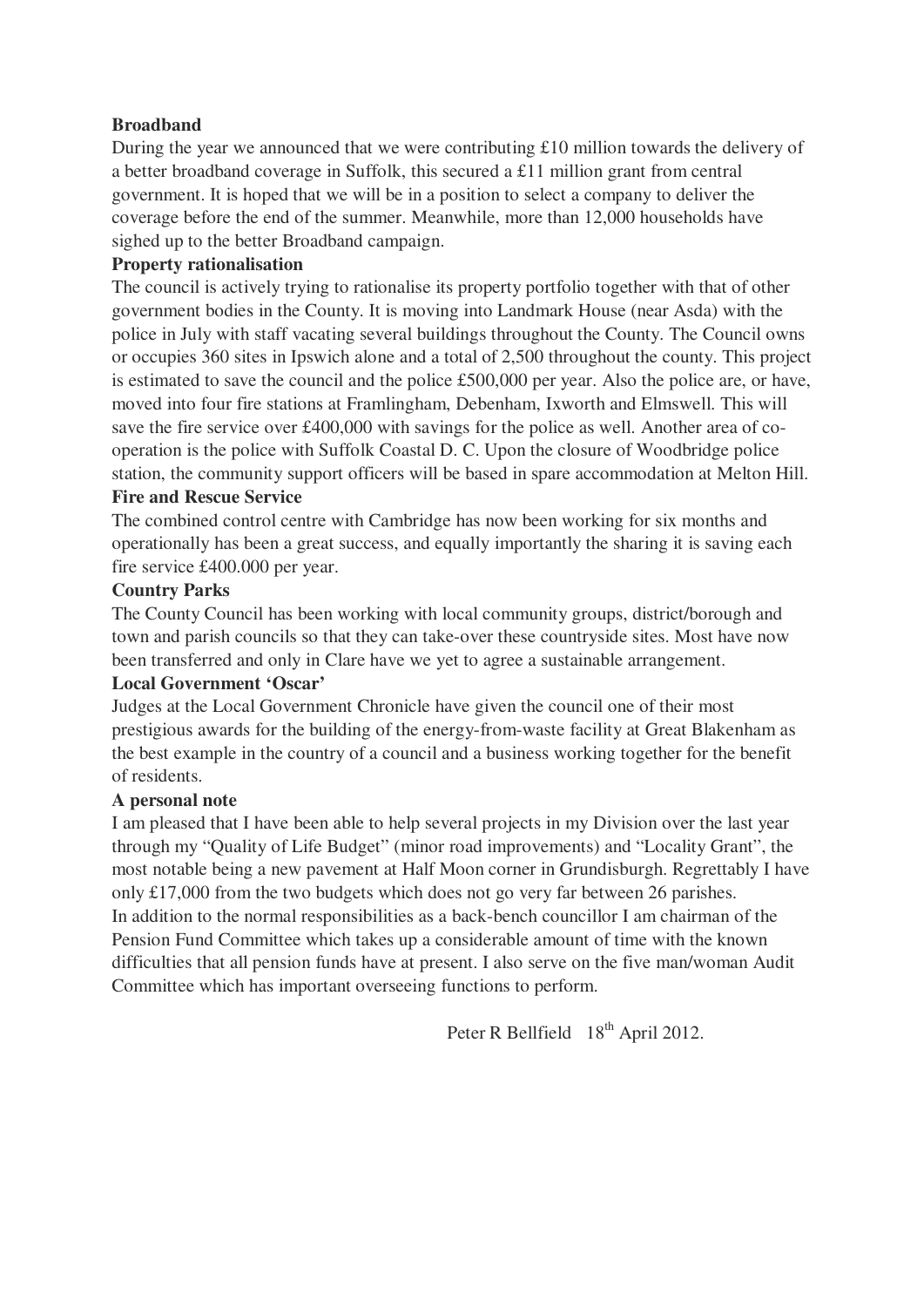**Broadband**

During the year we announced that we were contributing £10 million towards the delivery of a better broadband coverage in Suffolk, this secured a £11 million grant from central government. It is hoped that we will be in a position to select a company to deliver the coverage before the end of the summer. Meanwhile, more than 12,000 households have sighed up to the better Broadband campaign.

**Property rationalisation**

The council is actively trying to rationalise its property portfolio together with that of other government bodies in the County. It is moving into Landmark House (near Asda) with the police in July with staff vacating several buildings throughout the County. The Council owns or occupies 360 sites in Ipswich alone and a total of 2,500 throughout the county. This project is estimated to save the council and the police £500,000 per year. Also the police are, or have, moved into four fire stations at Framlingham, Debenham, Ixworth and Elmswell. This will save the fire service over £400,000 with savings for the police as well. Another area of co-operation is the police with Suffolk Coastal D. C. Upon the closure of Woodbridge police station, the community support officers will be based in spare accommodation at Melton Hill.

**Fire and Rescue Service**

The combined control centre with Cambridge has now been working for six months and operationally has been a great success, and equally importantly the sharing it is saving each fire service £400.000 per year.

**Country Parks**

The County Council has been working with local community groups, district/borough and town and parish councils so that they can take-over these countryside sites. Most have now been transferred and only in Clare have we yet to agree a sustainable arrangement.

**Local Government 'Oscar'**

Judges at the Local Government Chronicle have given the council one of their most prestigious awards for the building of the energy-from-waste facility at Great Blakenham as the best example in the country of a council and a business working together for the benefit of residents.

**A personal note**

I am pleased that I have been able to help several projects in my Division over the last year through my "Quality of Life Budget" (minor road improvements) and "Locality Grant", the most notable being a new pavement at Half Moon corner in Grundisburgh. Regrettably I have only £17,000 from the two budgets which does not go very far between 26 parishes.

In addition to the normal responsibilities as a back-bench councillor I am chairman of the Pension Fund Committee which takes up a considerable amount of time with the known difficulties that all pension funds have at present. I also serve on the five man/woman Audit Committee which has important overseeing functions to perform.

Peter R Bellfield 18th April 2012.